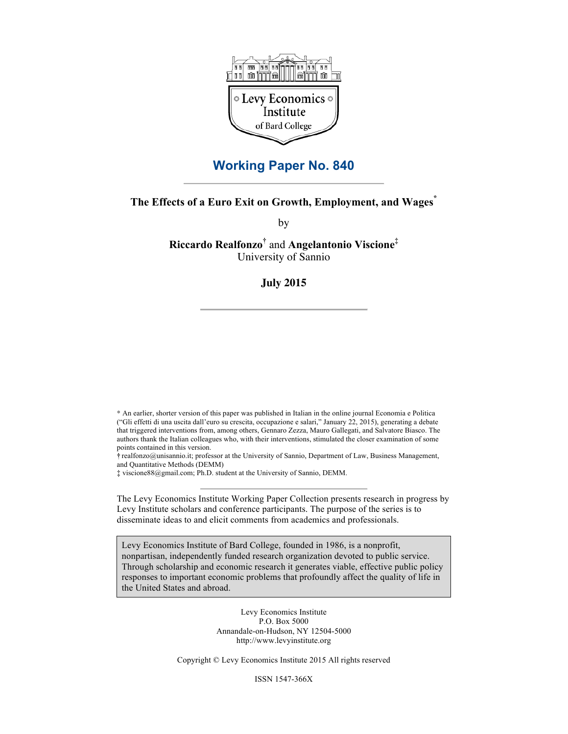Levy Economics Institute of Bard College

## Working Paper No. 840

# The Effects of a Euro Exit on Growth, Employment, and Wages*

by

**Riccardo Realfonzo**† and **Angelantonio Viscione**‡
University of Sannio

**July 2015**

\* An earlier, shorter version of this paper was published in Italian in the online journal Economia e Politica ("Gli effetti di una uscita dall'euro su crescita, occupazione e salari," January 22, 2015), generating a debate that triggered interventions from, among others, Gennaro Zezza, Mauro Gallegati, and Salvatore Biasco. The authors thank the Italian colleagues who, with their interventions, stimulated the closer examination of some points contained in this version.

† realfonzo@unisannio.it; professor at the University of Sannio, Department of Law, Business Management, and Quantitative Methods (DEMM)

‡ viscione88@gmail.com; Ph.D. student at the University of Sannio, DEMM.

The Levy Economics Institute Working Paper Collection presents research in progress by Levy Institute scholars and conference participants. The purpose of the series is to disseminate ideas to and elicit comments from academics and professionals.

Levy Economics Institute of Bard College, founded in 1986, is a nonprofit, nonpartisan, independently funded research organization devoted to public service. Through scholarship and economic research it generates viable, effective public policy responses to important economic problems that profoundly affect the quality of life in the United States and abroad.

Levy Economics Institute
P.O. Box 5000
Annandale-on-Hudson, NY 12504-5000
http://www.levyinstitute.org

Copyright © Levy Economics Institute 2015 All rights reserved

ISSN 1547-366X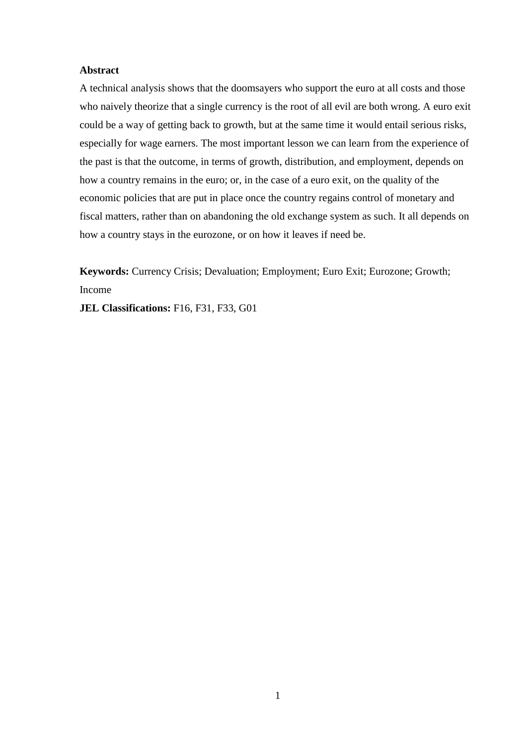**Abstract**

A technical analysis shows that the doomsayers who support the euro at all costs and those who naively theorize that a single currency is the root of all evil are both wrong. A euro exit could be a way of getting back to growth, but at the same time it would entail serious risks, especially for wage earners. The most important lesson we can learn from the experience of the past is that the outcome, in terms of growth, distribution, and employment, depends on how a country remains in the euro; or, in the case of a euro exit, on the quality of the economic policies that are put in place once the country regains control of monetary and fiscal matters, rather than on abandoning the old exchange system as such. It all depends on how a country stays in the eurozone, or on how it leaves if need be.

**Keywords:** Currency Crisis; Devaluation; Employment; Euro Exit; Eurozone; Growth; Income

**JEL Classifications:** F16, F31, F33, G01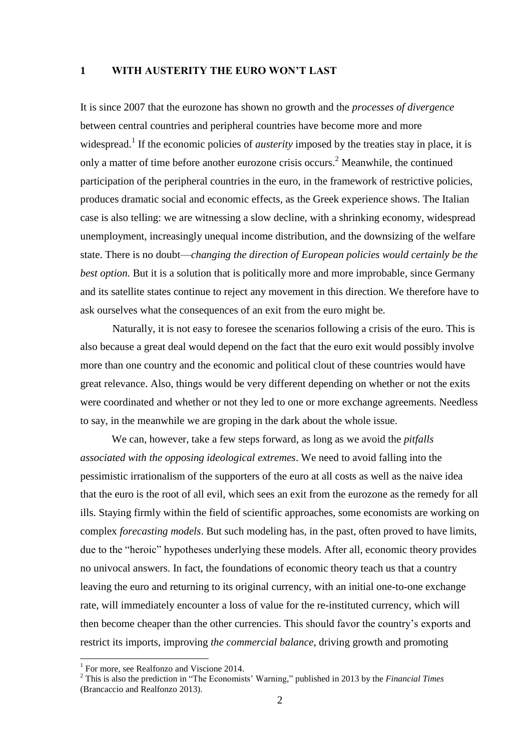# 1 WITH AUSTERITY THE EURO WON'T LAST

It is since 2007 that the eurozone has shown no growth and the *processes of divergence* between central countries and peripheral countries have become more and more widespread.[1] If the economic policies of *austerity* imposed by the treaties stay in place, it is only a matter of time before another eurozone crisis occurs.[2] Meanwhile, the continued participation of the peripheral countries in the euro, in the framework of restrictive policies, produces dramatic social and economic effects, as the Greek experience shows. The Italian case is also telling: we are witnessing a slow decline, with a shrinking economy, widespread unemployment, increasingly unequal income distribution, and the downsizing of the welfare state. There is no doubt—*changing the direction of European policies would certainly be the best option.* But it is a solution that is politically more and more improbable, since Germany and its satellite states continue to reject any movement in this direction. We therefore have to ask ourselves what the consequences of an exit from the euro might be.

Naturally, it is not easy to foresee the scenarios following a crisis of the euro. This is also because a great deal would depend on the fact that the euro exit would possibly involve more than one country and the economic and political clout of these countries would have great relevance. Also, things would be very different depending on whether or not the exits were coordinated and whether or not they led to one or more exchange agreements. Needless to say, in the meanwhile we are groping in the dark about the whole issue.

We can, however, take a few steps forward, as long as we avoid the *pitfalls associated with the opposing ideological extremes*. We need to avoid falling into the pessimistic irrationalism of the supporters of the euro at all costs as well as the naive idea that the euro is the root of all evil, which sees an exit from the eurozone as the remedy for all ills. Staying firmly within the field of scientific approaches, some economists are working on complex *forecasting models*. But such modeling has, in the past, often proved to have limits, due to the "heroic" hypotheses underlying these models. After all, economic theory provides no univocal answers. In fact, the foundations of economic theory teach us that a country leaving the euro and returning to its original currency, with an initial one-to-one exchange rate, will immediately encounter a loss of value for the re-instituted currency, which will then become cheaper than the other currencies. This should favor the country's exports and restrict its imports, improving *the commercial balance*, driving growth and promoting

[1] For more, see Realfonzo and Viscione 2014.

[2] This is also the prediction in "The Economists' Warning," published in 2013 by the *Financial Times* (Brancaccio and Realfonzo 2013).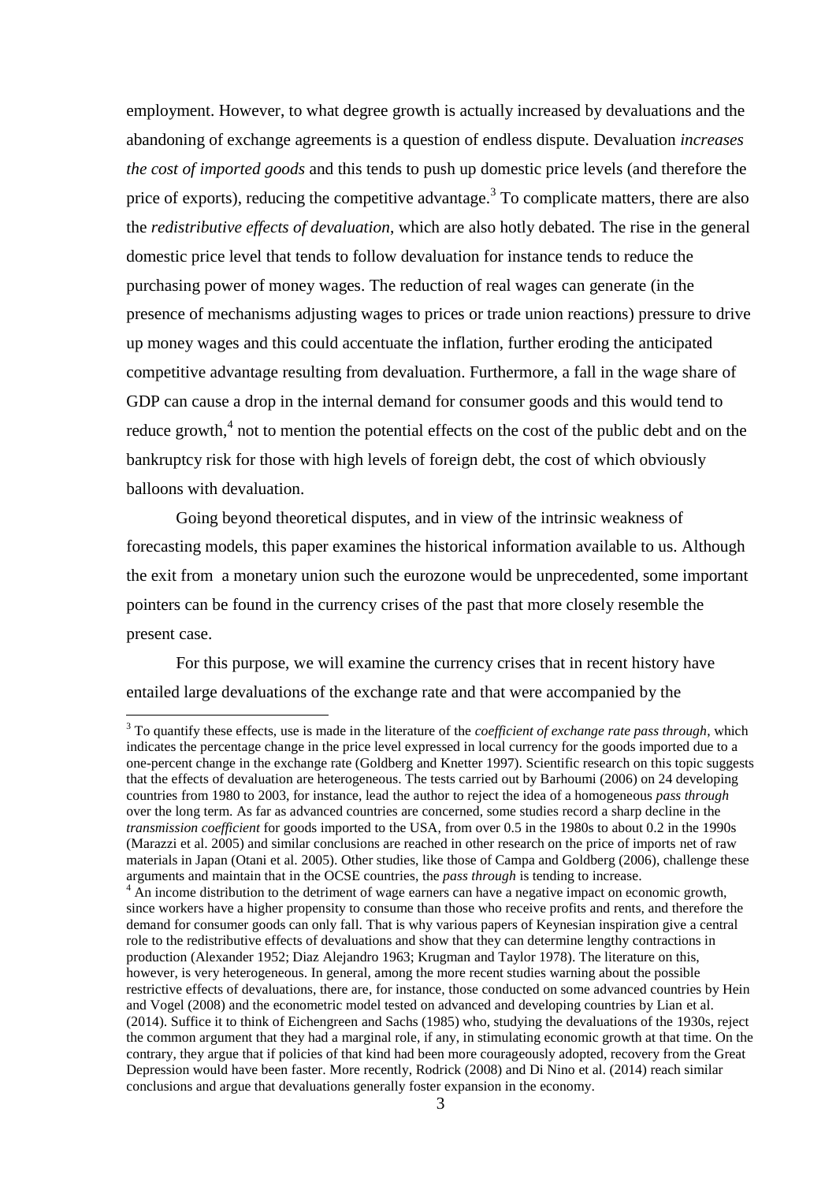employment. However, to what degree growth is actually increased by devaluations and the abandoning of exchange agreements is a question of endless dispute. Devaluation *increases the cost of imported goods* and this tends to push up domestic price levels (and therefore the price of exports), reducing the competitive advantage.[3] To complicate matters, there are also the *redistributive effects of devaluation*, which are also hotly debated. The rise in the general domestic price level that tends to follow devaluation for instance tends to reduce the purchasing power of money wages. The reduction of real wages can generate (in the presence of mechanisms adjusting wages to prices or trade union reactions) pressure to drive up money wages and this could accentuate the inflation, further eroding the anticipated competitive advantage resulting from devaluation. Furthermore, a fall in the wage share of GDP can cause a drop in the internal demand for consumer goods and this would tend to reduce growth,[4] not to mention the potential effects on the cost of the public debt and on the bankruptcy risk for those with high levels of foreign debt, the cost of which obviously balloons with devaluation.

Going beyond theoretical disputes, and in view of the intrinsic weakness of forecasting models, this paper examines the historical information available to us. Although the exit from a monetary union such the eurozone would be unprecedented, some important pointers can be found in the currency crises of the past that more closely resemble the present case.

For this purpose, we will examine the currency crises that in recent history have entailed large devaluations of the exchange rate and that were accompanied by the

---

[3] To quantify these effects, use is made in the literature of the *coefficient of exchange rate pass through*, which indicates the percentage change in the price level expressed in local currency for the goods imported due to a one-percent change in the exchange rate (Goldberg and Knetter 1997). Scientific research on this topic suggests that the effects of devaluation are heterogeneous. The tests carried out by Barhoumi (2006) on 24 developing countries from 1980 to 2003, for instance, lead the author to reject the idea of a homogeneous *pass through* over the long term. As far as advanced countries are concerned, some studies record a sharp decline in the *transmission coefficient* for goods imported to the USA, from over 0.5 in the 1980s to about 0.2 in the 1990s (Marazzi et al. 2005) and similar conclusions are reached in other research on the price of imports net of raw materials in Japan (Otani et al. 2005). Other studies, like those of Campa and Goldberg (2006), challenge these arguments and maintain that in the OCSE countries, the *pass through* is tending to increase.

[4] An income distribution to the detriment of wage earners can have a negative impact on economic growth, since workers have a higher propensity to consume than those who receive profits and rents, and therefore the demand for consumer goods can only fall. That is why various papers of Keynesian inspiration give a central role to the redistributive effects of devaluations and show that they can determine lengthy contractions in production (Alexander 1952; Diaz Alejandro 1963; Krugman and Taylor 1978). The literature on this, however, is very heterogeneous. In general, among the more recent studies warning about the possible restrictive effects of devaluations, there are, for instance, those conducted on some advanced countries by Hein and Vogel (2008) and the econometric model tested on advanced and developing countries by Lian et al. (2014). Suffice it to think of Eichengreen and Sachs (1985) who, studying the devaluations of the 1930s, reject the common argument that they had a marginal role, if any, in stimulating economic growth at that time. On the contrary, they argue that if policies of that kind had been more courageously adopted, recovery from the Great Depression would have been faster. More recently, Rodrick (2008) and Di Nino et al. (2014) reach similar conclusions and argue that devaluations generally foster expansion in the economy.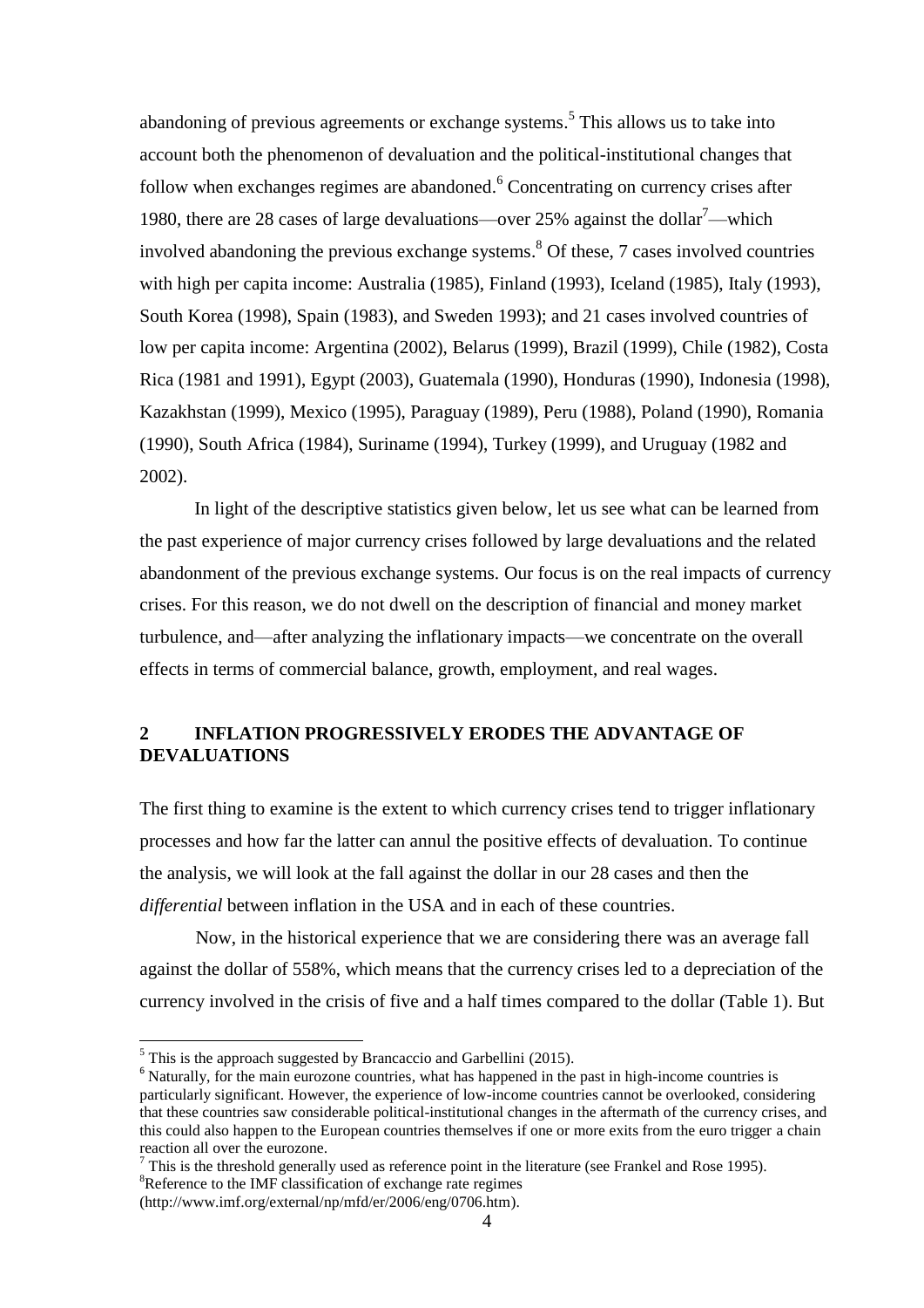abandoning of previous agreements or exchange systems.[5] This allows us to take into account both the phenomenon of devaluation and the political-institutional changes that follow when exchanges regimes are abandoned.[6] Concentrating on currency crises after 1980, there are 28 cases of large devaluations—over 25% against the dollar[7]—which involved abandoning the previous exchange systems.[8] Of these, 7 cases involved countries with high per capita income: Australia (1985), Finland (1993), Iceland (1985), Italy (1993), South Korea (1998), Spain (1983), and Sweden 1993); and 21 cases involved countries of low per capita income: Argentina (2002), Belarus (1999), Brazil (1999), Chile (1982), Costa Rica (1981 and 1991), Egypt (2003), Guatemala (1990), Honduras (1990), Indonesia (1998), Kazakhstan (1999), Mexico (1995), Paraguay (1989), Peru (1988), Poland (1990), Romania (1990), South Africa (1984), Suriname (1994), Turkey (1999), and Uruguay (1982 and 2002).

In light of the descriptive statistics given below, let us see what can be learned from the past experience of major currency crises followed by large devaluations and the related abandonment of the previous exchange systems. Our focus is on the real impacts of currency crises. For this reason, we do not dwell on the description of financial and money market turbulence, and—after analyzing the inflationary impacts—we concentrate on the overall effects in terms of commercial balance, growth, employment, and real wages.

## 2 INFLATION PROGRESSIVELY ERODES THE ADVANTAGE OF DEVALUATIONS

The first thing to examine is the extent to which currency crises tend to trigger inflationary processes and how far the latter can annul the positive effects of devaluation. To continue the analysis, we will look at the fall against the dollar in our 28 cases and then the *differential* between inflation in the USA and in each of these countries.

Now, in the historical experience that we are considering there was an average fall against the dollar of 558%, which means that the currency crises led to a depreciation of the currency involved in the crisis of five and a half times compared to the dollar (Table 1). But

---

[5] This is the approach suggested by Brancaccio and Garbellini (2015).

[6] Naturally, for the main eurozone countries, what has happened in the past in high-income countries is particularly significant. However, the experience of low-income countries cannot be overlooked, considering that these countries saw considerable political-institutional changes in the aftermath of the currency crises, and this could also happen to the European countries themselves if one or more exits from the euro trigger a chain reaction all over the eurozone.

[7] This is the threshold generally used as reference point in the literature (see Frankel and Rose 1995).

[8] Reference to the IMF classification of exchange rate regimes (http://www.imf.org/external/np/mfd/er/2006/eng/0706.htm).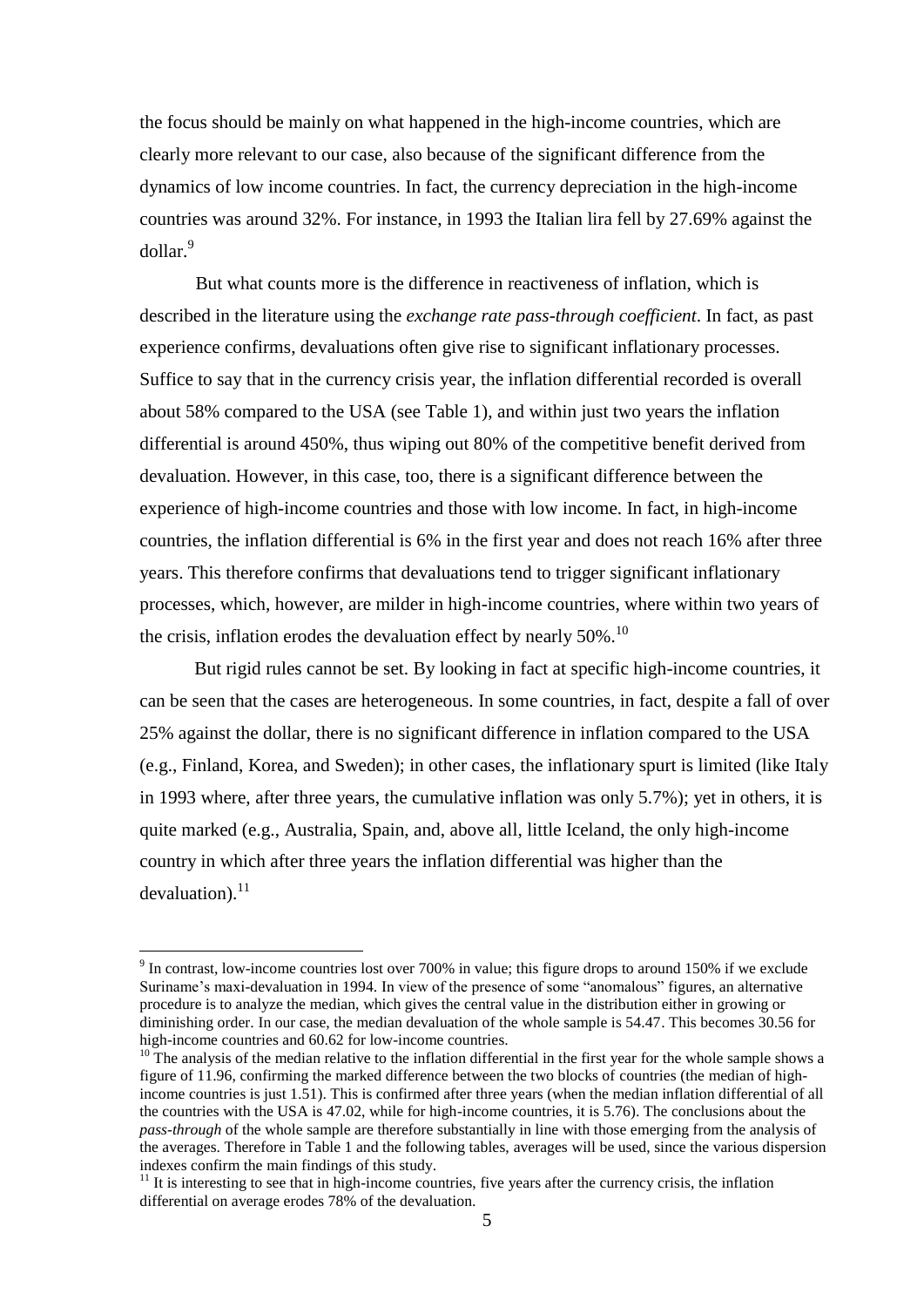the focus should be mainly on what happened in the high-income countries, which are clearly more relevant to our case, also because of the significant difference from the dynamics of low income countries. In fact, the currency depreciation in the high-income countries was around 32%. For instance, in 1993 the Italian lira fell by 27.69% against the dollar.[9]

But what counts more is the difference in reactiveness of inflation, which is described in the literature using the *exchange rate pass-through coefficient*. In fact, as past experience confirms, devaluations often give rise to significant inflationary processes. Suffice to say that in the currency crisis year, the inflation differential recorded is overall about 58% compared to the USA (see Table 1), and within just two years the inflation differential is around 450%, thus wiping out 80% of the competitive benefit derived from devaluation. However, in this case, too, there is a significant difference between the experience of high-income countries and those with low income. In fact, in high-income countries, the inflation differential is 6% in the first year and does not reach 16% after three years. This therefore confirms that devaluations tend to trigger significant inflationary processes, which, however, are milder in high-income countries, where within two years of the crisis, inflation erodes the devaluation effect by nearly 50%.[10]

But rigid rules cannot be set. By looking in fact at specific high-income countries, it can be seen that the cases are heterogeneous. In some countries, in fact, despite a fall of over 25% against the dollar, there is no significant difference in inflation compared to the USA (e.g., Finland, Korea, and Sweden); in other cases, the inflationary spurt is limited (like Italy in 1993 where, after three years, the cumulative inflation was only 5.7%); yet in others, it is quite marked (e.g., Australia, Spain, and, above all, little Iceland, the only high-income country in which after three years the inflation differential was higher than the devaluation).[11]

---

[9] In contrast, low-income countries lost over 700% in value; this figure drops to around 150% if we exclude Suriname's maxi-devaluation in 1994. In view of the presence of some "anomalous" figures, an alternative procedure is to analyze the median, which gives the central value in the distribution either in growing or diminishing order. In our case, the median devaluation of the whole sample is 54.47. This becomes 30.56 for high-income countries and 60.62 for low-income countries.

[10] The analysis of the median relative to the inflation differential in the first year for the whole sample shows a figure of 11.96, confirming the marked difference between the two blocks of countries (the median of high-income countries is just 1.51). This is confirmed after three years (when the median inflation differential of all the countries with the USA is 47.02, while for high-income countries, it is 5.76). The conclusions about the *pass-through* of the whole sample are therefore substantially in line with those emerging from the analysis of the averages. Therefore in Table 1 and the following tables, averages will be used, since the various dispersion indexes confirm the main findings of this study.

[11] It is interesting to see that in high-income countries, five years after the currency crisis, the inflation differential on average erodes 78% of the devaluation.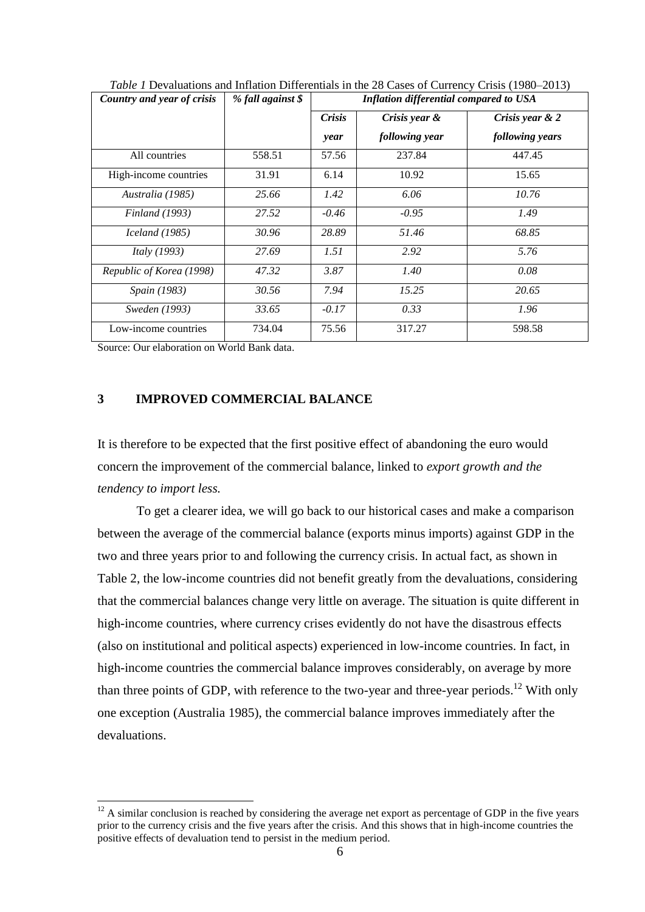*Table 1* Devaluations and Inflation Differentials in the 28 Cases of Currency Crisis (1980–2013)

| *Country and year of crisis* | *% fall against $* | *Inflation differential compared to USA* | | |
|---|---|---|---|---|
| | | *Crisis year* | *Crisis year & following year* | *Crisis year & 2 following years* |
| All countries | 558.51 | 57.56 | 237.84 | 447.45 |
| High-income countries | 31.91 | 6.14 | 10.92 | 15.65 |
| *Australia (1985)* | *25.66* | *1.42* | *6.06* | *10.76* |
| *Finland (1993)* | *27.52* | *-0.46* | *-0.95* | *1.49* |
| *Iceland (1985)* | *30.96* | *28.89* | *51.46* | *68.85* |
| *Italy (1993)* | *27.69* | *1.51* | *2.92* | *5.76* |
| *Republic of Korea (1998)* | *47.32* | *3.87* | *1.40* | *0.08* |
| *Spain (1983)* | *30.56* | *7.94* | *15.25* | *20.65* |
| *Sweden (1993)* | *33.65* | *-0.17* | *0.33* | *1.96* |
| Low-income countries | 734.04 | 75.56 | 317.27 | 598.58 |

Source: Our elaboration on World Bank data.

## 3 IMPROVED COMMERCIAL BALANCE

It is therefore to be expected that the first positive effect of abandoning the euro would concern the improvement of the commercial balance, linked to *export growth and the tendency to import less.*

To get a clearer idea, we will go back to our historical cases and make a comparison between the average of the commercial balance (exports minus imports) against GDP in the two and three years prior to and following the currency crisis. In actual fact, as shown in Table 2, the low-income countries did not benefit greatly from the devaluations, considering that the commercial balances change very little on average. The situation is quite different in high-income countries, where currency crises evidently do not have the disastrous effects (also on institutional and political aspects) experienced in low-income countries. In fact, in high-income countries the commercial balance improves considerably, on average by more than three points of GDP, with reference to the two-year and three-year periods.[12] With only one exception (Australia 1985), the commercial balance improves immediately after the devaluations.

[12] A similar conclusion is reached by considering the average net export as percentage of GDP in the five years prior to the currency crisis and the five years after the crisis. And this shows that in high-income countries the positive effects of devaluation tend to persist in the medium period.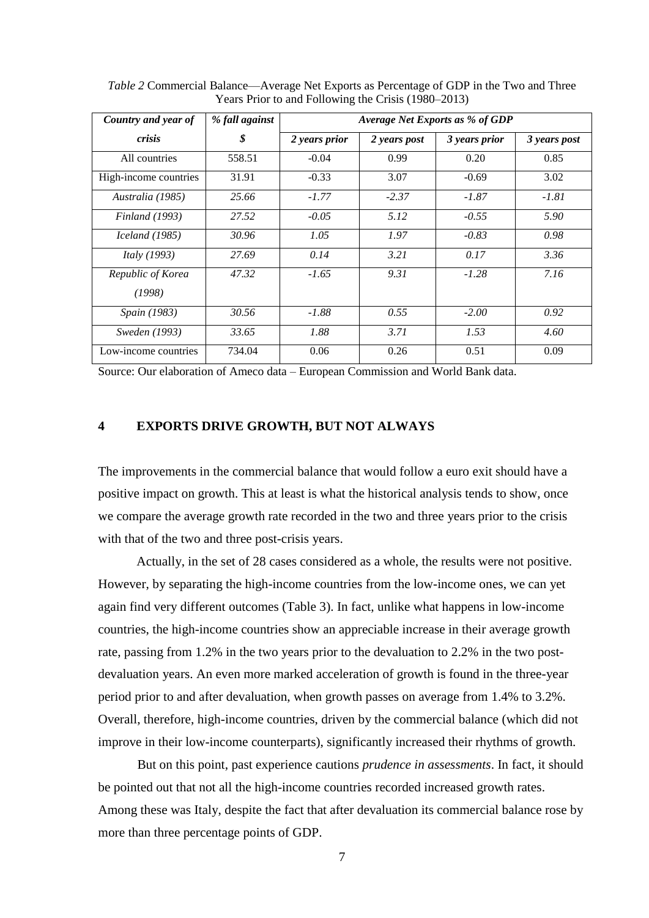*Table 2* Commercial Balance—Average Net Exports as Percentage of GDP in the Two and Three Years Prior to and Following the Crisis (1980–2013)

| ***Country and year of crisis*** | ***% fall against $*** | ***Average Net Exports as % of GDP*** | | | |
|---|---|---|---|---|---|
| | | ***2 years prior*** | ***2 years post*** | ***3 years prior*** | ***3 years post*** |
| All countries | 558.51 | -0.04 | 0.99 | 0.20 | 0.85 |
| High-income countries | 31.91 | -0.33 | 3.07 | -0.69 | 3.02 |
| *Australia (1985)* | *25.66* | *-1.77* | *-2.37* | *-1.87* | *-1.81* |
| *Finland (1993)* | *27.52* | *-0.05* | *5.12* | *-0.55* | *5.90* |
| *Iceland (1985)* | *30.96* | *1.05* | *1.97* | *-0.83* | *0.98* |
| *Italy (1993)* | *27.69* | *0.14* | *3.21* | *0.17* | *3.36* |
| *Republic of Korea (1998)* | *47.32* | *-1.65* | *9.31* | *-1.28* | *7.16* |
| *Spain (1983)* | *30.56* | *-1.88* | *0.55* | *-2.00* | *0.92* |
| *Sweden (1993)* | *33.65* | *1.88* | *3.71* | *1.53* | *4.60* |
| Low-income countries | 734.04 | 0.06 | 0.26 | 0.51 | 0.09 |

Source: Our elaboration of Ameco data – European Commission and World Bank data.

## 4 EXPORTS DRIVE GROWTH, BUT NOT ALWAYS

The improvements in the commercial balance that would follow a euro exit should have a positive impact on growth. This at least is what the historical analysis tends to show, once we compare the average growth rate recorded in the two and three years prior to the crisis with that of the two and three post-crisis years.

Actually, in the set of 28 cases considered as a whole, the results were not positive. However, by separating the high-income countries from the low-income ones, we can yet again find very different outcomes (Table 3). In fact, unlike what happens in low-income countries, the high-income countries show an appreciable increase in their average growth rate, passing from 1.2% in the two years prior to the devaluation to 2.2% in the two post-devaluation years. An even more marked acceleration of growth is found in the three-year period prior to and after devaluation, when growth passes on average from 1.4% to 3.2%. Overall, therefore, high-income countries, driven by the commercial balance (which did not improve in their low-income counterparts), significantly increased their rhythms of growth.

But on this point, past experience cautions *prudence in assessments*. In fact, it should be pointed out that not all the high-income countries recorded increased growth rates. Among these was Italy, despite the fact that after devaluation its commercial balance rose by more than three percentage points of GDP.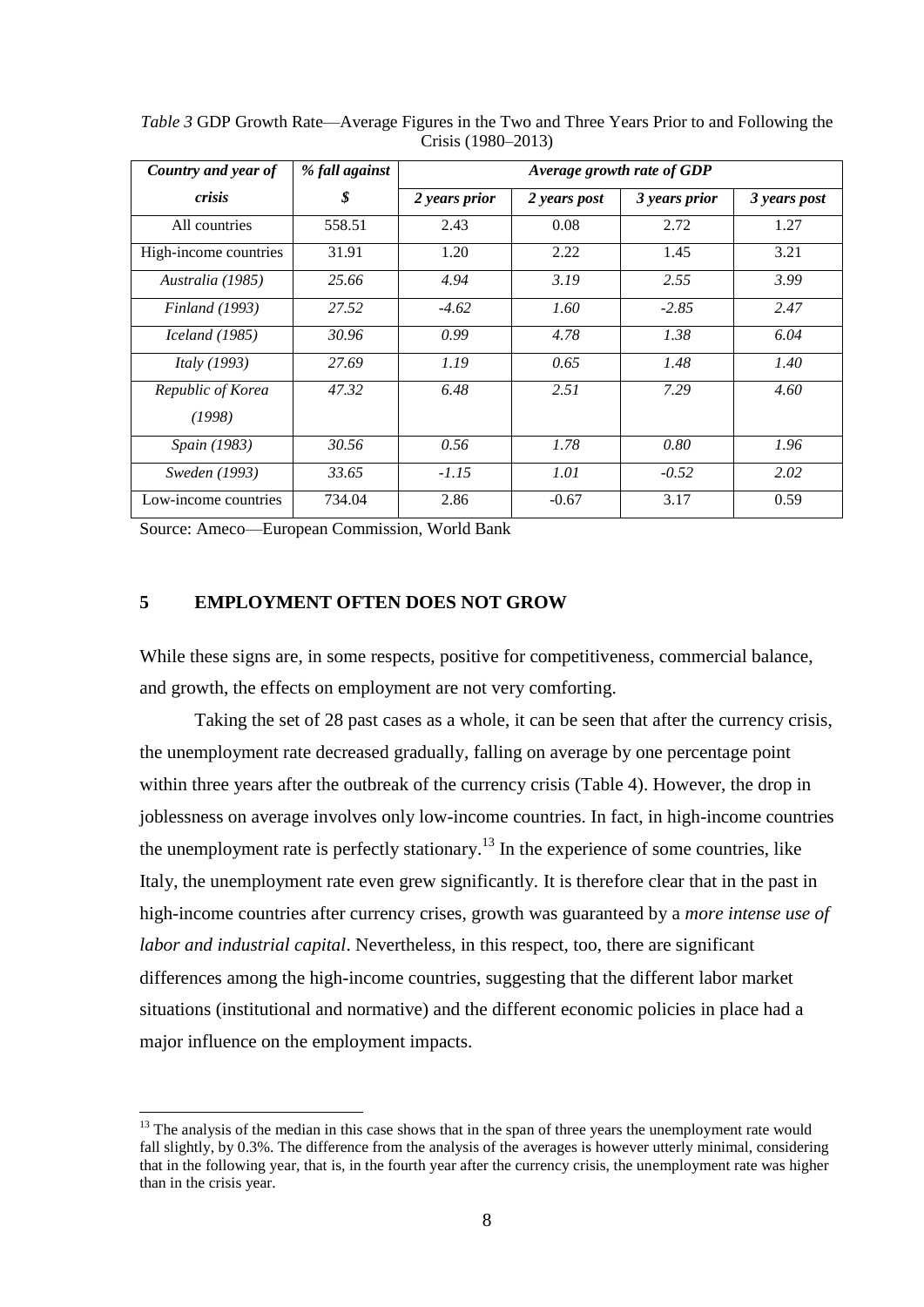*Table 3* GDP Growth Rate—Average Figures in the Two and Three Years Prior to and Following the Crisis (1980–2013)

| *Country and year of crisis* | *% fall against $* | *Average growth rate of GDP* | | | |
|---|---|---|---|---|---|
| | | *2 years prior* | *2 years post* | *3 years prior* | *3 years post* |
| All countries | 558.51 | 2.43 | 0.08 | 2.72 | 1.27 |
| High-income countries | 31.91 | 1.20 | 2.22 | 1.45 | 3.21 |
| *Australia (1985)* | *25.66* | *4.94* | *3.19* | *2.55* | *3.99* |
| *Finland (1993)* | *27.52* | *-4.62* | *1.60* | *-2.85* | *2.47* |
| *Iceland (1985)* | *30.96* | *0.99* | *4.78* | *1.38* | *6.04* |
| *Italy (1993)* | *27.69* | *1.19* | *0.65* | *1.48* | *1.40* |
| *Republic of Korea (1998)* | *47.32* | *6.48* | *2.51* | *7.29* | *4.60* |
| *Spain (1983)* | *30.56* | *0.56* | *1.78* | *0.80* | *1.96* |
| *Sweden (1993)* | *33.65* | *-1.15* | *1.01* | *-0.52* | *2.02* |
| Low-income countries | 734.04 | 2.86 | -0.67 | 3.17 | 0.59 |

Source: Ameco—European Commission, World Bank

## 5 EMPLOYMENT OFTEN DOES NOT GROW

While these signs are, in some respects, positive for competitiveness, commercial balance, and growth, the effects on employment are not very comforting.

Taking the set of 28 past cases as a whole, it can be seen that after the currency crisis, the unemployment rate decreased gradually, falling on average by one percentage point within three years after the outbreak of the currency crisis (Table 4). However, the drop in joblessness on average involves only low-income countries. In fact, in high-income countries the unemployment rate is perfectly stationary.[13] In the experience of some countries, like Italy, the unemployment rate even grew significantly. It is therefore clear that in the past in high-income countries after currency crises, growth was guaranteed by a *more intense use of labor and industrial capital*. Nevertheless, in this respect, too, there are significant differences among the high-income countries, suggesting that the different labor market situations (institutional and normative) and the different economic policies in place had a major influence on the employment impacts.

[13] The analysis of the median in this case shows that in the span of three years the unemployment rate would fall slightly, by 0.3%. The difference from the analysis of the averages is however utterly minimal, considering that in the following year, that is, in the fourth year after the currency crisis, the unemployment rate was higher than in the crisis year.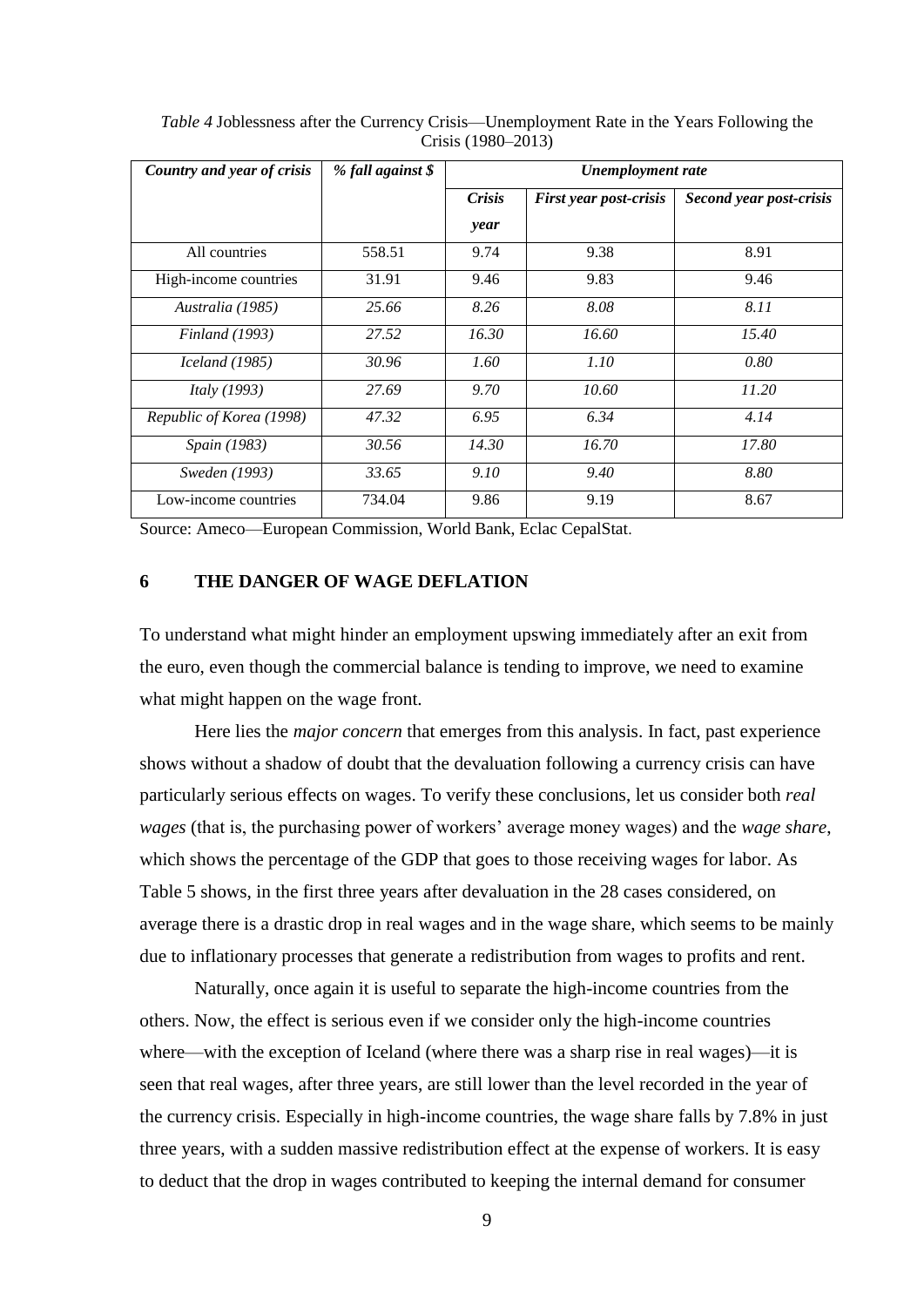*Table 4* Joblessness after the Currency Crisis—Unemployment Rate in the Years Following the Crisis (1980–2013)

| *Country and year of crisis* | *% fall against $* | *Unemployment rate* | | |
|---|---|---|---|---|
| | | *Crisis year* | *First year post-crisis* | *Second year post-crisis* |
| All countries | 558.51 | 9.74 | 9.38 | 8.91 |
| High-income countries | 31.91 | 9.46 | 9.83 | 9.46 |
| *Australia (1985)* | *25.66* | *8.26* | *8.08* | *8.11* |
| *Finland (1993)* | *27.52* | *16.30* | *16.60* | *15.40* |
| *Iceland (1985)* | *30.96* | *1.60* | *1.10* | *0.80* |
| *Italy (1993)* | *27.69* | *9.70* | *10.60* | *11.20* |
| *Republic of Korea (1998)* | *47.32* | *6.95* | *6.34* | *4.14* |
| *Spain (1983)* | *30.56* | *14.30* | *16.70* | *17.80* |
| *Sweden (1993)* | *33.65* | *9.10* | *9.40* | *8.80* |
| Low-income countries | 734.04 | 9.86 | 9.19 | 8.67 |

Source: Ameco—European Commission, World Bank, Eclac CepalStat.

## 6 THE DANGER OF WAGE DEFLATION

To understand what might hinder an employment upswing immediately after an exit from the euro, even though the commercial balance is tending to improve, we need to examine what might happen on the wage front.

Here lies the *major concern* that emerges from this analysis. In fact, past experience shows without a shadow of doubt that the devaluation following a currency crisis can have particularly serious effects on wages. To verify these conclusions, let us consider both *real wages* (that is, the purchasing power of workers' average money wages) and the *wage share*, which shows the percentage of the GDP that goes to those receiving wages for labor. As Table 5 shows, in the first three years after devaluation in the 28 cases considered, on average there is a drastic drop in real wages and in the wage share, which seems to be mainly due to inflationary processes that generate a redistribution from wages to profits and rent.

Naturally, once again it is useful to separate the high-income countries from the others. Now, the effect is serious even if we consider only the high-income countries where—with the exception of Iceland (where there was a sharp rise in real wages)—it is seen that real wages, after three years, are still lower than the level recorded in the year of the currency crisis. Especially in high-income countries, the wage share falls by 7.8% in just three years, with a sudden massive redistribution effect at the expense of workers. It is easy to deduct that the drop in wages contributed to keeping the internal demand for consumer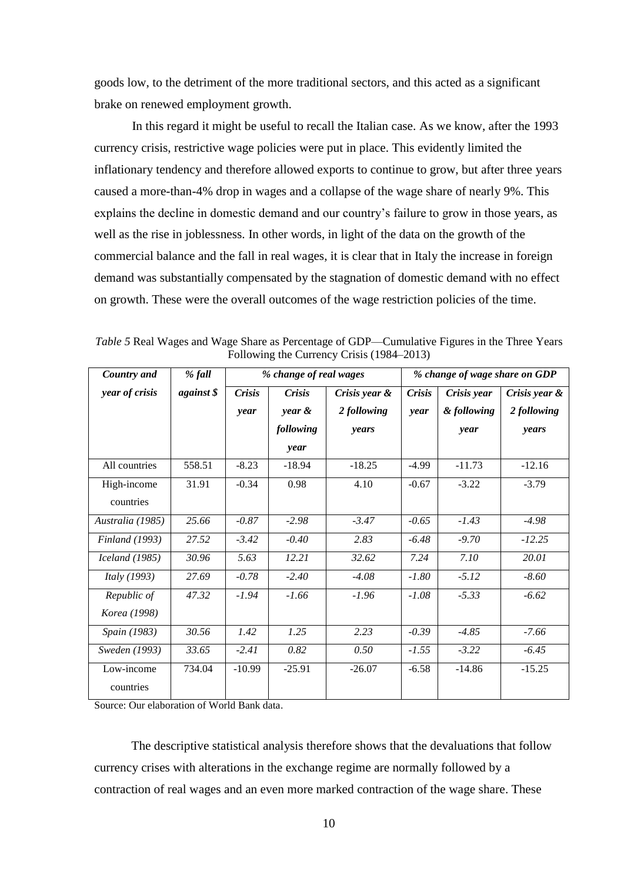goods low, to the detriment of the more traditional sectors, and this acted as a significant brake on renewed employment growth.

In this regard it might be useful to recall the Italian case. As we know, after the 1993 currency crisis, restrictive wage policies were put in place. This evidently limited the inflationary tendency and therefore allowed exports to continue to grow, but after three years caused a more-than-4% drop in wages and a collapse of the wage share of nearly 9%. This explains the decline in domestic demand and our country's failure to grow in those years, as well as the rise in joblessness. In other words, in light of the data on the growth of the commercial balance and the fall in real wages, it is clear that in Italy the increase in foreign demand was substantially compensated by the stagnation of domestic demand with no effect on growth. These were the overall outcomes of the wage restriction policies of the time.

*Table 5* Real Wages and Wage Share as Percentage of GDP—Cumulative Figures in the Three Years Following the Currency Crisis (1984–2013)

| ***Country and year of crisis*** | ***% fall against $*** | ***% change of real wages*** | | | ***% change of wage share on GDP*** | | |
|---|---|---|---|---|---|---|---|
| | | ***Crisis year*** | ***Crisis year & following year*** | ***Crisis year & 2 following years*** | ***Crisis year*** | ***Crisis year & following year*** | ***Crisis year & 2 following years*** |
| All countries | 558.51 | -8.23 | -18.94 | -18.25 | -4.99 | -11.73 | -12.16 |
| High-income countries | 31.91 | -0.34 | 0.98 | 4.10 | -0.67 | -3.22 | -3.79 |
| *Australia (1985)* | *25.66* | *-0.87* | *-2.98* | *-3.47* | *-0.65* | *-1.43* | *-4.98* |
| *Finland (1993)* | *27.52* | *-3.42* | *-0.40* | *2.83* | *-6.48* | *-9.70* | *-12.25* |
| *Iceland (1985)* | *30.96* | *5.63* | *12.21* | *32.62* | *7.24* | *7.10* | *20.01* |
| *Italy (1993)* | *27.69* | *-0.78* | *-2.40* | *-4.08* | *-1.80* | *-5.12* | *-8.60* |
| *Republic of Korea (1998)* | *47.32* | *-1.94* | *-1.66* | *-1.96* | *-1.08* | *-5.33* | *-6.62* |
| *Spain (1983)* | *30.56* | *1.42* | *1.25* | *2.23* | *-0.39* | *-4.85* | *-7.66* |
| *Sweden (1993)* | *33.65* | *-2.41* | *0.82* | *0.50* | *-1.55* | *-3.22* | *-6.45* |
| Low-income countries | 734.04 | -10.99 | -25.91 | -26.07 | -6.58 | -14.86 | -15.25 |

Source: Our elaboration of World Bank data.

The descriptive statistical analysis therefore shows that the devaluations that follow currency crises with alterations in the exchange regime are normally followed by a contraction of real wages and an even more marked contraction of the wage share. These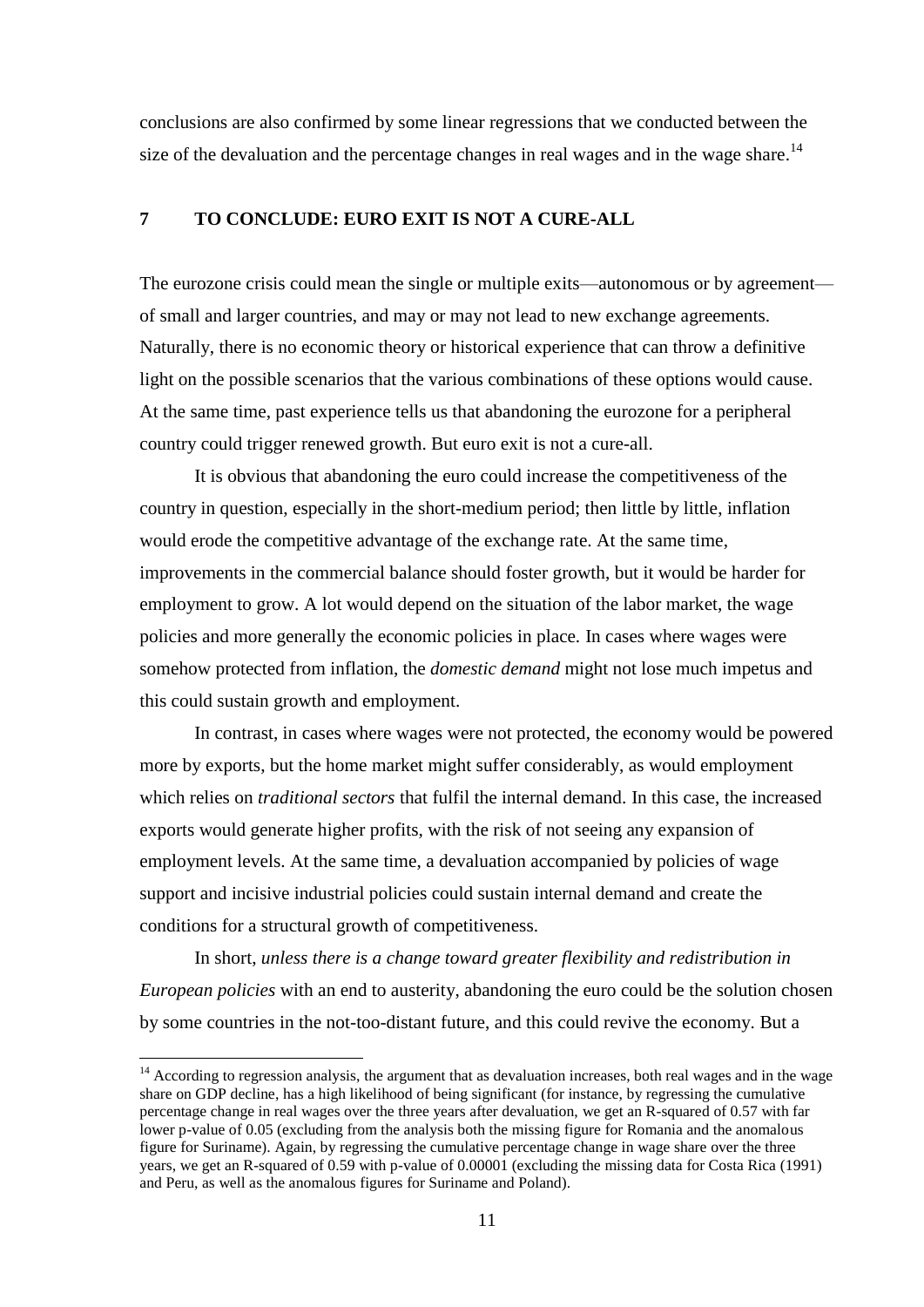conclusions are also confirmed by some linear regressions that we conducted between the size of the devaluation and the percentage changes in real wages and in the wage share.[14]

## 7 TO CONCLUDE: EURO EXIT IS NOT A CURE-ALL

The eurozone crisis could mean the single or multiple exits—autonomous or by agreement—of small and larger countries, and may or may not lead to new exchange agreements. Naturally, there is no economic theory or historical experience that can throw a definitive light on the possible scenarios that the various combinations of these options would cause. At the same time, past experience tells us that abandoning the eurozone for a peripheral country could trigger renewed growth. But euro exit is not a cure-all.

It is obvious that abandoning the euro could increase the competitiveness of the country in question, especially in the short-medium period; then little by little, inflation would erode the competitive advantage of the exchange rate. At the same time, improvements in the commercial balance should foster growth, but it would be harder for employment to grow. A lot would depend on the situation of the labor market, the wage policies and more generally the economic policies in place. In cases where wages were somehow protected from inflation, the *domestic demand* might not lose much impetus and this could sustain growth and employment.

In contrast, in cases where wages were not protected, the economy would be powered more by exports, but the home market might suffer considerably, as would employment which relies on *traditional sectors* that fulfil the internal demand. In this case, the increased exports would generate higher profits, with the risk of not seeing any expansion of employment levels. At the same time, a devaluation accompanied by policies of wage support and incisive industrial policies could sustain internal demand and create the conditions for a structural growth of competitiveness.

In short, *unless there is a change toward greater flexibility and redistribution in European policies* with an end to austerity, abandoning the euro could be the solution chosen by some countries in the not-too-distant future, and this could revive the economy. But a

---

[14] According to regression analysis, the argument that as devaluation increases, both real wages and in the wage share on GDP decline, has a high likelihood of being significant (for instance, by regressing the cumulative percentage change in real wages over the three years after devaluation, we get an R-squared of 0.57 with far lower p-value of 0.05 (excluding from the analysis both the missing figure for Romania and the anomalous figure for Suriname). Again, by regressing the cumulative percentage change in wage share over the three years, we get an R-squared of 0.59 with p-value of 0.00001 (excluding the missing data for Costa Rica (1991) and Peru, as well as the anomalous figures for Suriname and Poland).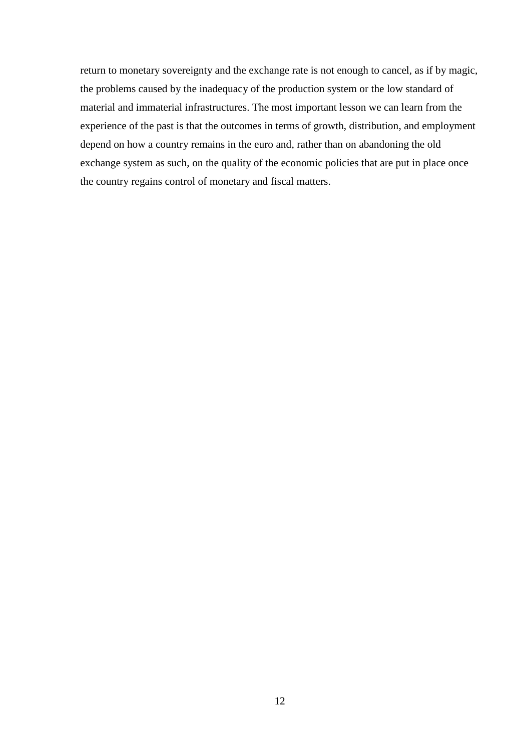return to monetary sovereignty and the exchange rate is not enough to cancel, as if by magic, the problems caused by the inadequacy of the production system or the low standard of material and immaterial infrastructures. The most important lesson we can learn from the experience of the past is that the outcomes in terms of growth, distribution, and employment depend on how a country remains in the euro and, rather than on abandoning the old exchange system as such, on the quality of the economic policies that are put in place once the country regains control of monetary and fiscal matters.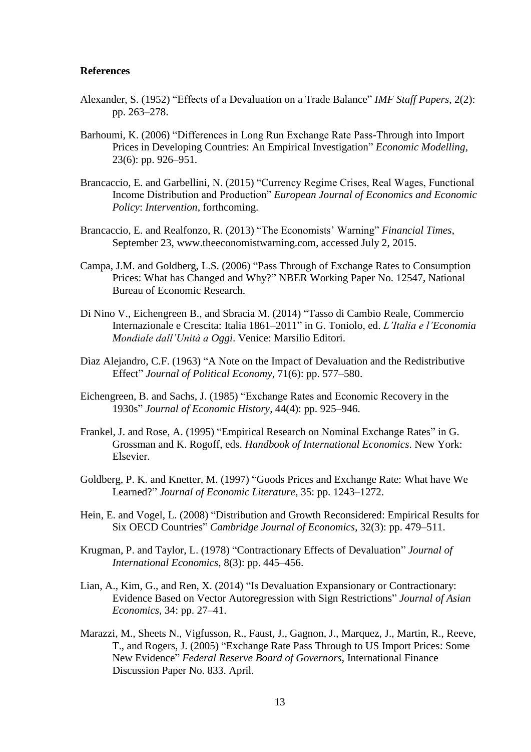## References

Alexander, S. (1952) "Effects of a Devaluation on a Trade Balance" *IMF Staff Papers*, 2(2): pp. 263–278.

Barhoumi, K. (2006) "Differences in Long Run Exchange Rate Pass-Through into Import Prices in Developing Countries: An Empirical Investigation" *Economic Modelling*, 23(6): pp. 926–951.

Brancaccio, E. and Garbellini, N. (2015) "Currency Regime Crises, Real Wages, Functional Income Distribution and Production" *European Journal of Economics and Economic Policy*: *Intervention*, forthcoming.

Brancaccio, E. and Realfonzo, R. (2013) "The Economists' Warning" *Financial Times*, September 23, www.theeconomistwarning.com, accessed July 2, 2015.

Campa, J.M. and Goldberg, L.S. (2006) "Pass Through of Exchange Rates to Consumption Prices: What has Changed and Why?" NBER Working Paper No. 12547, National Bureau of Economic Research.

Di Nino V., Eichengreen B., and Sbracia M. (2014) "Tasso di Cambio Reale, Commercio Internazionale e Crescita: Italia 1861–2011" in G. Toniolo, ed. *L'Italia e l'Economia Mondiale dall'Unità a Oggi*. Venice: Marsilio Editori.

Dìaz Alejandro, C.F. (1963) "A Note on the Impact of Devaluation and the Redistributive Effect" *Journal of Political Economy*, 71(6): pp. 577–580.

Eichengreen, B. and Sachs, J. (1985) "Exchange Rates and Economic Recovery in the 1930s" *Journal of Economic History*, 44(4): pp. 925–946.

Frankel, J. and Rose, A. (1995) "Empirical Research on Nominal Exchange Rates" in G. Grossman and K. Rogoff, eds. *Handbook of International Economics*. New York: Elsevier.

Goldberg, P. K. and Knetter, M. (1997) "Goods Prices and Exchange Rate: What have We Learned?" *Journal of Economic Literature*, 35: pp. 1243–1272.

Hein, E. and Vogel, L. (2008) "Distribution and Growth Reconsidered: Empirical Results for Six OECD Countries" *Cambridge Journal of Economics*, 32(3): pp. 479–511.

Krugman, P. and Taylor, L. (1978) "Contractionary Effects of Devaluation" *Journal of International Economics*, 8(3): pp. 445–456.

Lian, A., Kim, G., and Ren, X. (2014) "Is Devaluation Expansionary or Contractionary: Evidence Based on Vector Autoregression with Sign Restrictions" *Journal of Asian Economics*, 34: pp. 27–41.

Marazzi, M., Sheets N., Vigfusson, R., Faust, J., Gagnon, J., Marquez, J., Martin, R., Reeve, T., and Rogers, J. (2005) "Exchange Rate Pass Through to US Import Prices: Some New Evidence" *Federal Reserve Board of Governors*, International Finance Discussion Paper No. 833. April.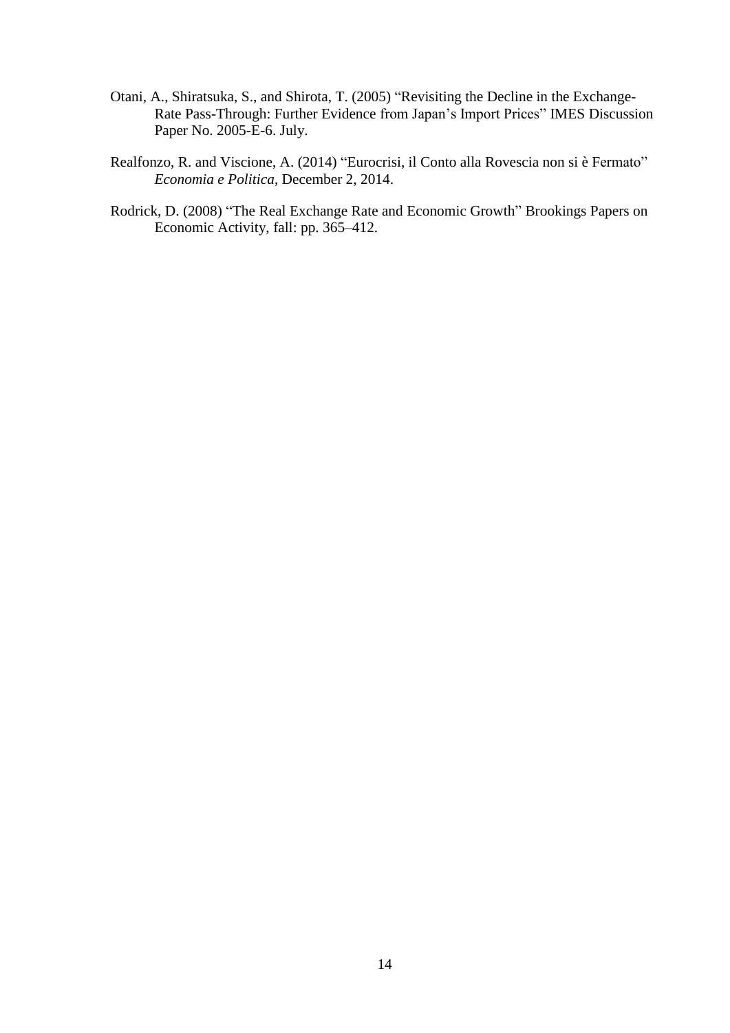Otani, A., Shiratsuka, S., and Shirota, T. (2005) "Revisiting the Decline in the Exchange-Rate Pass-Through: Further Evidence from Japan's Import Prices" IMES Discussion Paper No. 2005-E-6. July.

Realfonzo, R. and Viscione, A. (2014) "Eurocrisi, il Conto alla Rovescia non si è Fermato" *Economia e Politica*, December 2, 2014.

Rodrick, D. (2008) "The Real Exchange Rate and Economic Growth" Brookings Papers on Economic Activity, fall: pp. 365–412.